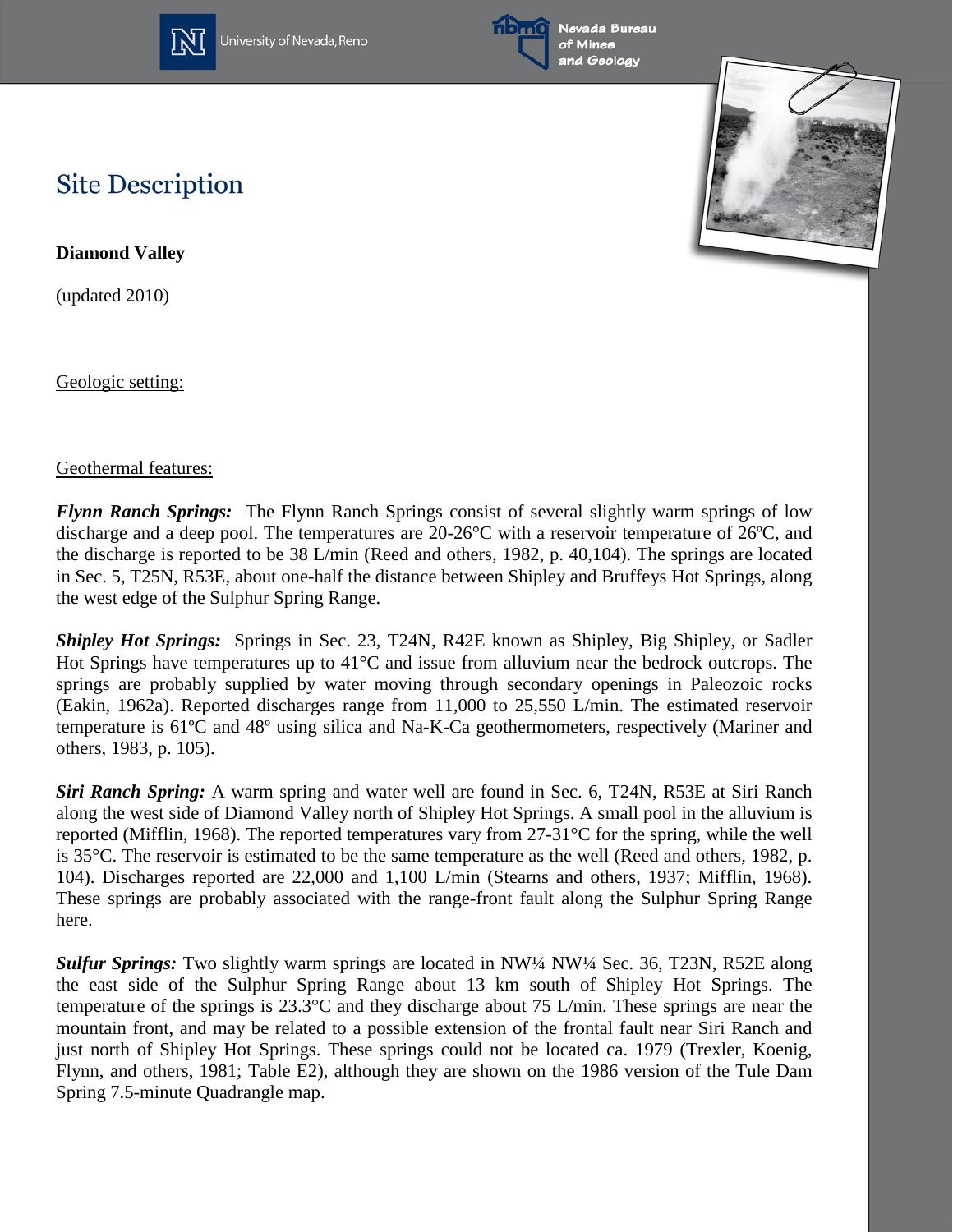# Site Description

**Diamond Valley**

(updated 2010)

Geologic setting:

Geothermal features:

***Flynn Ranch Springs:*** The Flynn Ranch Springs consist of several slightly warm springs of low discharge and a deep pool. The temperatures are 20-26°C with a reservoir temperature of 26ºC, and the discharge is reported to be 38 L/min (Reed and others, 1982, p. 40,104). The springs are located in Sec. 5, T25N, R53E, about one-half the distance between Shipley and Bruffeys Hot Springs, along the west edge of the Sulphur Spring Range.

***Shipley Hot Springs:*** Springs in Sec. 23, T24N, R42E known as Shipley, Big Shipley, or Sadler Hot Springs have temperatures up to 41°C and issue from alluvium near the bedrock outcrops. The springs are probably supplied by water moving through secondary openings in Paleozoic rocks (Eakin, 1962a). Reported discharges range from 11,000 to 25,550 L/min. The estimated reservoir temperature is 61ºC and 48º using silica and Na-K-Ca geothermometers, respectively (Mariner and others, 1983, p. 105).

***Siri Ranch Spring:*** A warm spring and water well are found in Sec. 6, T24N, R53E at Siri Ranch along the west side of Diamond Valley north of Shipley Hot Springs. A small pool in the alluvium is reported (Mifflin, 1968). The reported temperatures vary from 27-31°C for the spring, while the well is 35°C. The reservoir is estimated to be the same temperature as the well (Reed and others, 1982, p. 104). Discharges reported are 22,000 and 1,100 L/min (Stearns and others, 1937; Mifflin, 1968). These springs are probably associated with the range-front fault along the Sulphur Spring Range here.

***Sulfur Springs:*** Two slightly warm springs are located in NW¼ NW¼ Sec. 36, T23N, R52E along the east side of the Sulphur Spring Range about 13 km south of Shipley Hot Springs. The temperature of the springs is 23.3°C and they discharge about 75 L/min. These springs are near the mountain front, and may be related to a possible extension of the frontal fault near Siri Ranch and just north of Shipley Hot Springs. These springs could not be located ca. 1979 (Trexler, Koenig, Flynn, and others, 1981; Table E2), although they are shown on the 1986 version of the Tule Dam Spring 7.5-minute Quadrangle map.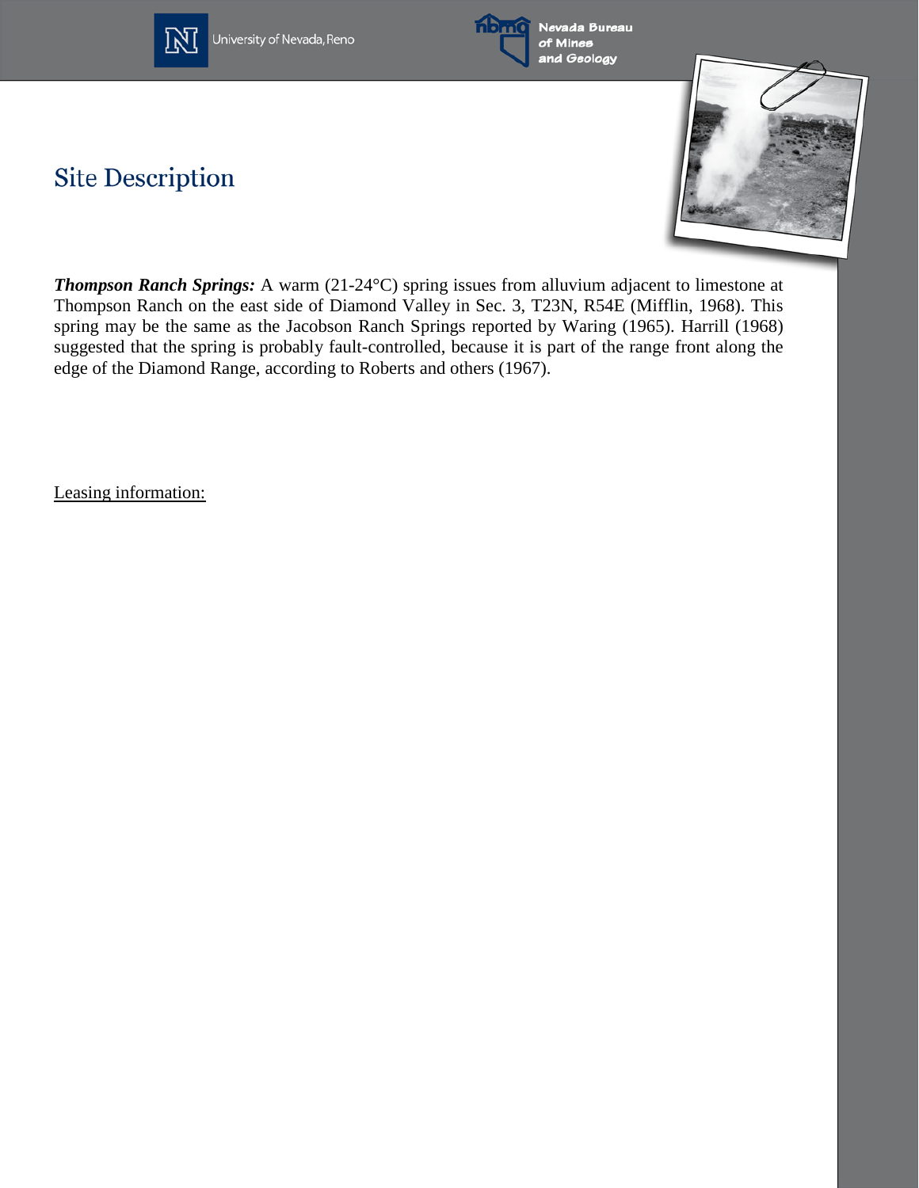## Site Description

***Thompson Ranch Springs:*** A warm (21-24°C) spring issues from alluvium adjacent to limestone at Thompson Ranch on the east side of Diamond Valley in Sec. 3, T23N, R54E (Mifflin, 1968). This spring may be the same as the Jacobson Ranch Springs reported by Waring (1965). Harrill (1968) suggested that the spring is probably fault-controlled, because it is part of the range front along the edge of the Diamond Range, according to Roberts and others (1967).

Leasing information: